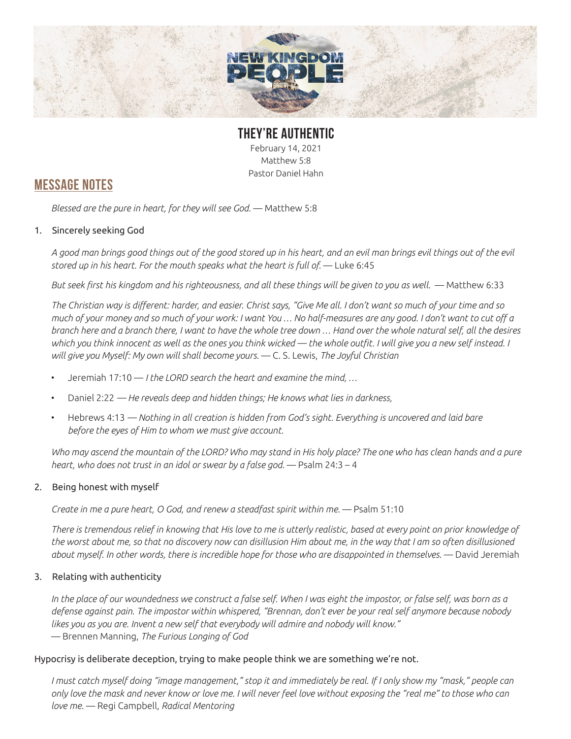# THEY'RE AUTHENTIC

February 14, 2021
Matthew 5:8
Pastor Daniel Hahn

## MESSAGE NOTES

*Blessed are the pure in heart, for they will see God.* — Matthew 5:8

1. Sincerely seeking God

*A good man brings good things out of the good stored up in his heart, and an evil man brings evil things out of the evil stored up in his heart. For the mouth speaks what the heart is full of.* — Luke 6:45

*But seek first his kingdom and his righteousness, and all these things will be given to you as well.* — Matthew 6:33

*The Christian way is different: harder, and easier. Christ says, "Give Me all. I don't want so much of your time and so much of your money and so much of your work: I want You … No half-measures are any good. I don't want to cut off a branch here and a branch there, I want to have the whole tree down … Hand over the whole natural self, all the desires which you think innocent as well as the ones you think wicked — the whole outfit. I will give you a new self instead. I will give you Myself: My own will shall become yours.* — C. S. Lewis, *The Joyful Christian*

- Jeremiah 17:10 — *I the LORD search the heart and examine the mind, …*
- Daniel 2:22 — *He reveals deep and hidden things; He knows what lies in darkness,*
- Hebrews 4:13 — *Nothing in all creation is hidden from God's sight. Everything is uncovered and laid bare before the eyes of Him to whom we must give account.*

*Who may ascend the mountain of the LORD? Who may stand in His holy place? The one who has clean hands and a pure heart, who does not trust in an idol or swear by a false god.* — Psalm 24:3 – 4

2. Being honest with myself

*Create in me a pure heart, O God, and renew a steadfast spirit within me.* — Psalm 51:10

*There is tremendous relief in knowing that His love to me is utterly realistic, based at every point on prior knowledge of the worst about me, so that no discovery now can disillusion Him about me, in the way that I am so often disillusioned about myself. In other words, there is incredible hope for those who are disappointed in themselves.* — David Jeremiah

3. Relating with authenticity

*In the place of our woundedness we construct a false self. When I was eight the impostor, or false self, was born as a defense against pain. The impostor within whispered, "Brennan, don't ever be your real self anymore because nobody likes you as you are. Invent a new self that everybody will admire and nobody will know."*
— Brennen Manning, *The Furious Longing of God*

Hypocrisy is deliberate deception, trying to make people think we are something we're not.

*I must catch myself doing "image management," stop it and immediately be real. If I only show my "mask," people can only love the mask and never know or love me. I will never feel love without exposing the "real me" to those who can love me.* — Regi Campbell, *Radical Mentoring*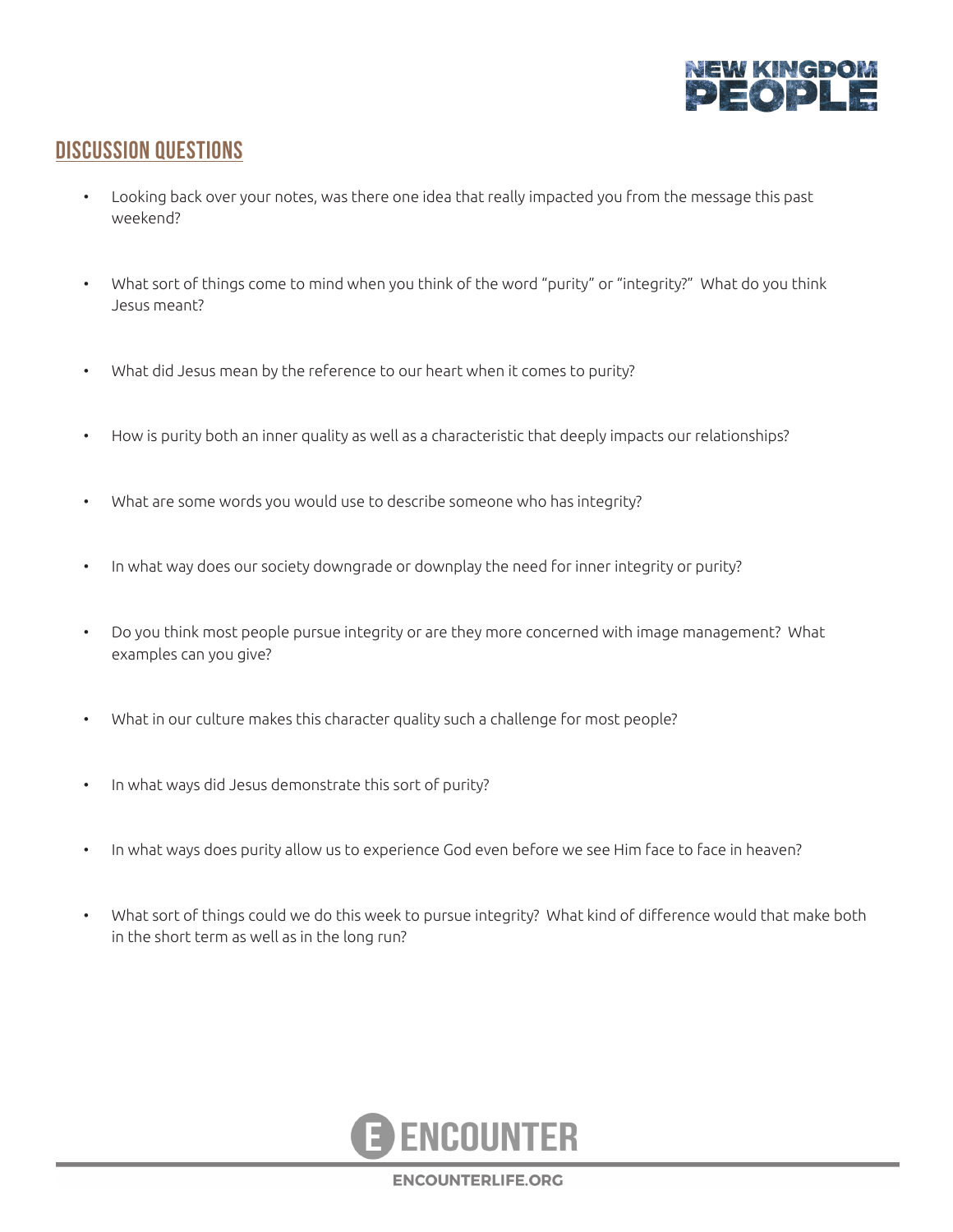## DISCUSSION QUESTIONS

- Looking back over your notes, was there one idea that really impacted you from the message this past weekend?
- What sort of things come to mind when you think of the word "purity" or "integrity?" What do you think Jesus meant?
- What did Jesus mean by the reference to our heart when it comes to purity?
- How is purity both an inner quality as well as a characteristic that deeply impacts our relationships?
- What are some words you would use to describe someone who has integrity?
- In what way does our society downgrade or downplay the need for inner integrity or purity?
- Do you think most people pursue integrity or are they more concerned with image management? What examples can you give?
- What in our culture makes this character quality such a challenge for most people?
- In what ways did Jesus demonstrate this sort of purity?
- In what ways does purity allow us to experience God even before we see Him face to face in heaven?
- What sort of things could we do this week to pursue integrity? What kind of difference would that make both in the short term as well as in the long run?